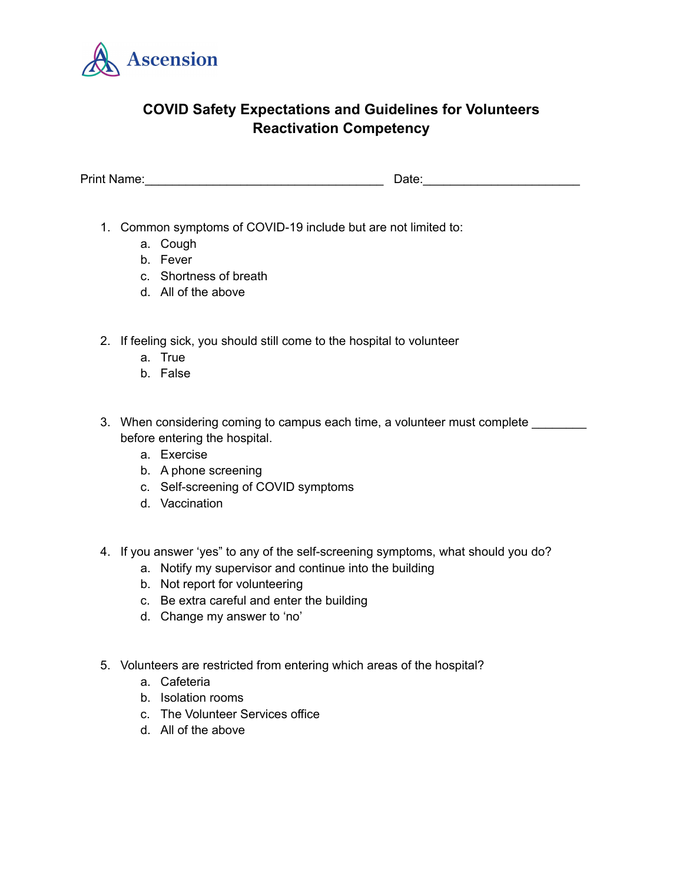Ascension

# COVID Safety Expectations and Guidelines for Volunteers
## Reactivation Competency

Print Name:__________________________________ Date:______________________

1. Common symptoms of COVID-19 include but are not limited to:
   a. Cough
   b. Fever
   c. Shortness of breath
   d. All of the above

2. If feeling sick, you should still come to the hospital to volunteer
   a. True
   b. False

3. When considering coming to campus each time, a volunteer must complete ________ before entering the hospital.
   a. Exercise
   b. A phone screening
   c. Self-screening of COVID symptoms
   d. Vaccination

4. If you answer 'yes" to any of the self-screening symptoms, what should you do?
   a. Notify my supervisor and continue into the building
   b. Not report for volunteering
   c. Be extra careful and enter the building
   d. Change my answer to 'no'

5. Volunteers are restricted from entering which areas of the hospital?
   a. Cafeteria
   b. Isolation rooms
   c. The Volunteer Services office
   d. All of the above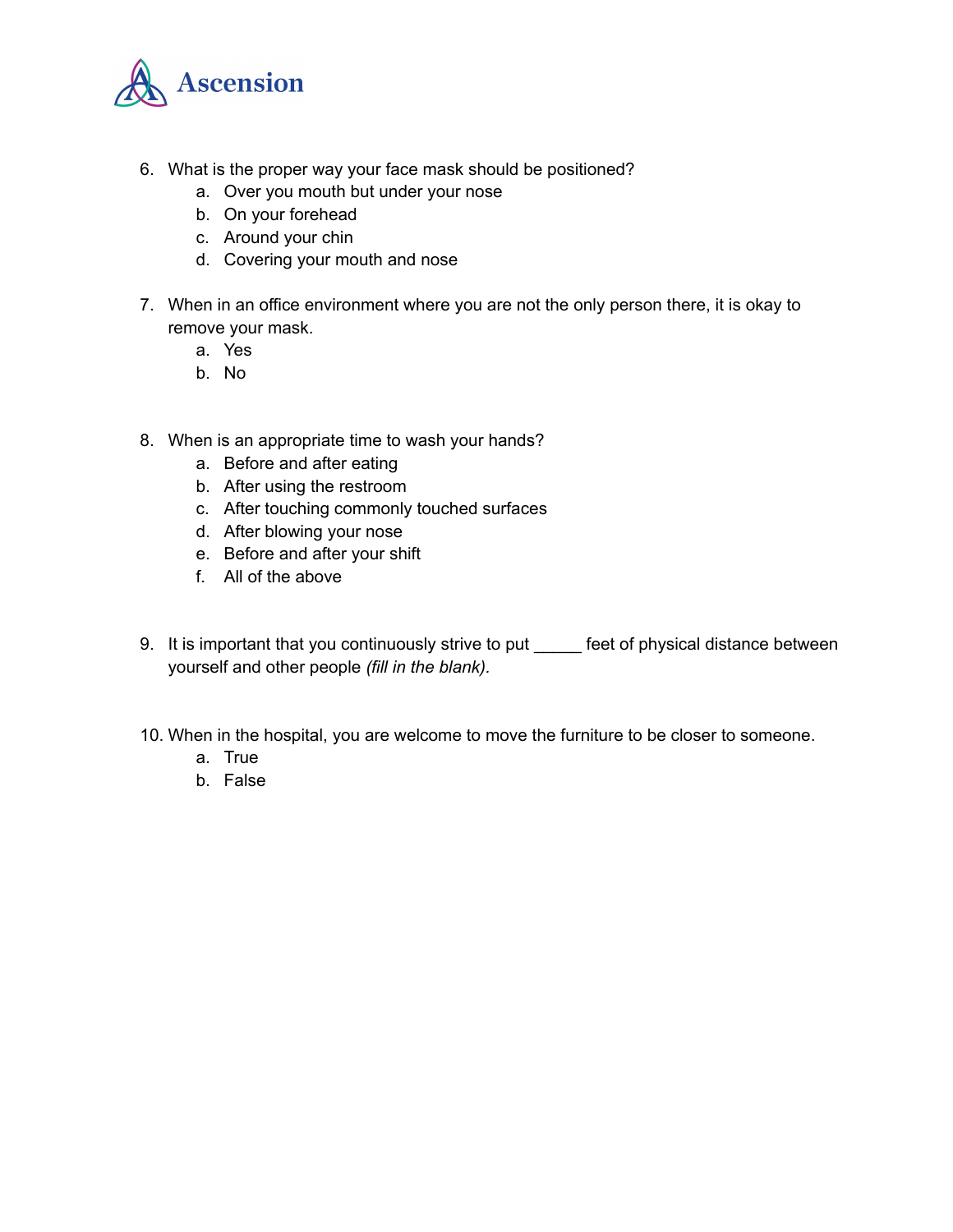6. What is the proper way your face mask should be positioned?
   a. Over you mouth but under your nose
   b. On your forehead
   c. Around your chin
   d. Covering your mouth and nose

7. When in an office environment where you are not the only person there, it is okay to remove your mask.
   a. Yes
   b. No

8. When is an appropriate time to wash your hands?
   a. Before and after eating
   b. After using the restroom
   c. After touching commonly touched surfaces
   d. After blowing your nose
   e. Before and after your shift
   f. All of the above

9. It is important that you continuously strive to put _____ feet of physical distance between yourself and other people *(fill in the blank).*

10. When in the hospital, you are welcome to move the furniture to be closer to someone.
    a. True
    b. False